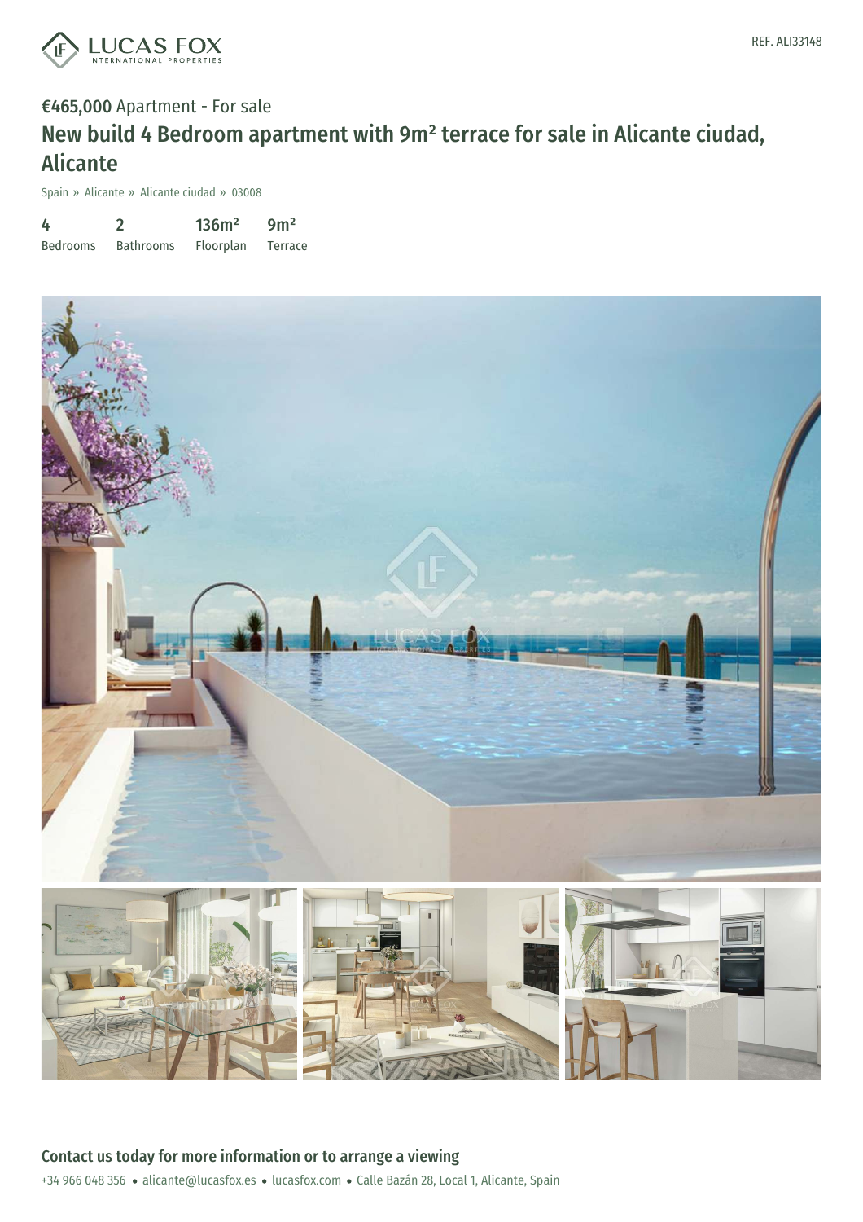REF. ALI33148

**€465,000** Apartment - For sale

# New build 4 Bedroom apartment with 9m² terrace for sale in Alicante ciudad, Alicante

Spain » Alicante » Alicante ciudad » 03008

| 4 | 2 | 136m² | 9m² |
|---|---|---|---|
| Bedrooms | Bathrooms | Floorplan | Terrace |

## Contact us today for more information or to arrange a viewing

+34 966 048 356 • alicante@lucasfox.es • lucasfox.com • Calle Bazán 28, Local 1, Alicante, Spain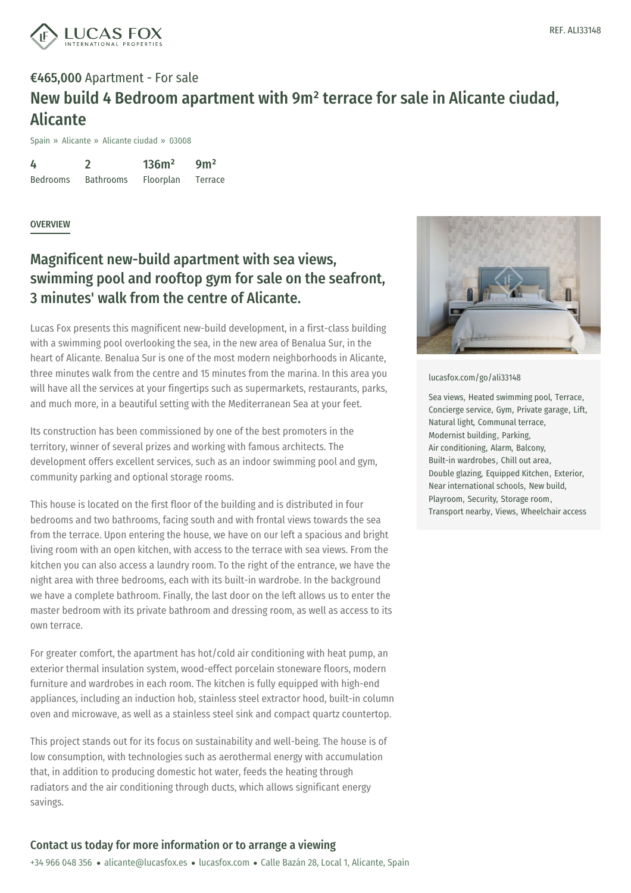REF. ALI33148

**€465,000** Apartment - For sale

# New build 4 Bedroom apartment with 9m² terrace for sale in Alicante ciudad, Alicante

Spain » Alicante » Alicante ciudad » 03008

| 4 | 2 | 136m² | 9m² |
|---|---|---|---|
| Bedrooms | Bathrooms | Floorplan | Terrace |

## OVERVIEW

## Magnificent new-build apartment with sea views, swimming pool and rooftop gym for sale on the seafront, 3 minutes' walk from the centre of Alicante.

Lucas Fox presents this magnificent new-build development, in a first-class building with a swimming pool overlooking the sea, in the new area of Benalua Sur, in the heart of Alicante. Benalua Sur is one of the most modern neighborhoods in Alicante, three minutes walk from the centre and 15 minutes from the marina. In this area you will have all the services at your fingertips such as supermarkets, restaurants, parks, and much more, in a beautiful setting with the Mediterranean Sea at your feet.

Its construction has been commissioned by one of the best promoters in the territory, winner of several prizes and working with famous architects. The development offers excellent services, such as an indoor swimming pool and gym, community parking and optional storage rooms.

This house is located on the first floor of the building and is distributed in four bedrooms and two bathrooms, facing south and with frontal views towards the sea from the terrace. Upon entering the house, we have on our left a spacious and bright living room with an open kitchen, with access to the terrace with sea views. From the kitchen you can also access a laundry room. To the right of the entrance, we have the night area with three bedrooms, each with its built-in wardrobe. In the background we have a complete bathroom. Finally, the last door on the left allows us to enter the master bedroom with its private bathroom and dressing room, as well as access to its own terrace.

For greater comfort, the apartment has hot/cold air conditioning with heat pump, an exterior thermal insulation system, wood-effect porcelain stoneware floors, modern furniture and wardrobes in each room. The kitchen is fully equipped with high-end appliances, including an induction hob, stainless steel extractor hood, built-in column oven and microwave, as well as a stainless steel sink and compact quartz countertop.

This project stands out for its focus on sustainability and well-being. The house is of low consumption, with technologies such as aerothermal energy with accumulation that, in addition to producing domestic hot water, feeds the heating through radiators and the air conditioning through ducts, which allows significant energy savings.

lucasfox.com/go/ali33148

Sea views, Heated swimming pool, Terrace, Concierge service, Gym, Private garage, Lift, Natural light, Communal terrace, Modernist building, Parking, Air conditioning, Alarm, Balcony, Built-in wardrobes, Chill out area, Double glazing, Equipped Kitchen, Exterior, Near international schools, New build, Playroom, Security, Storage room, Transport nearby, Views, Wheelchair access

**Contact us today for more information or to arrange a viewing**

+34 966 048 356 • alicante@lucasfox.es • lucasfox.com • Calle Bazán 28, Local 1, Alicante, Spain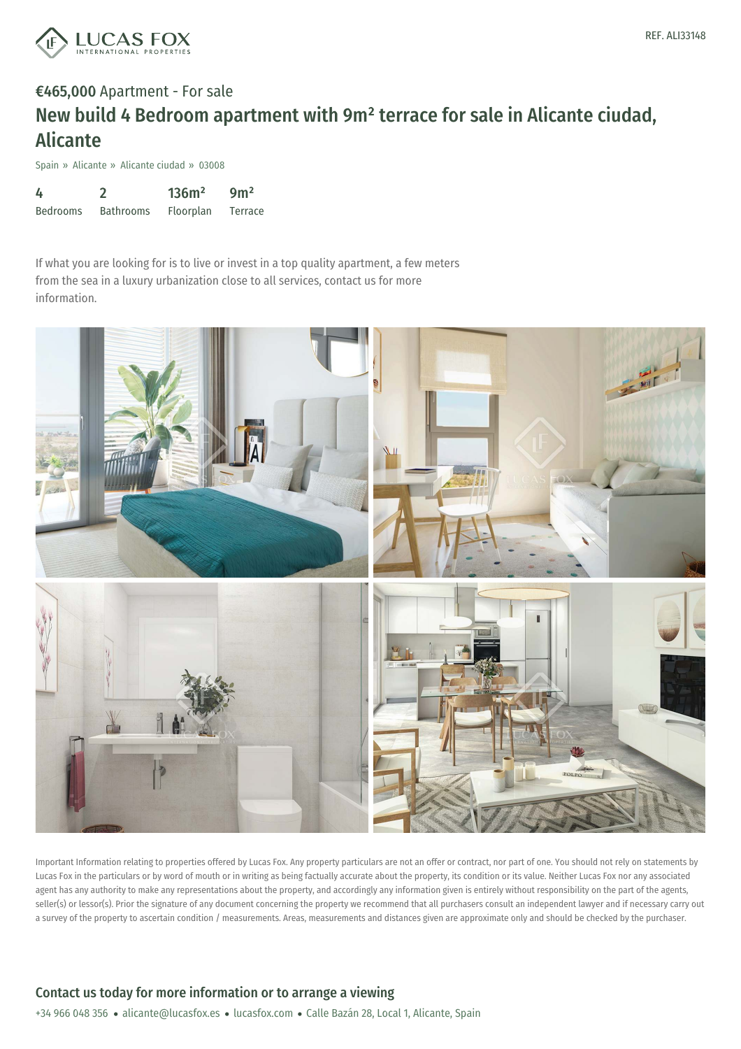REF. ALI33148

**€465,000** Apartment - For sale

# New build 4 Bedroom apartment with 9m² terrace for sale in Alicante ciudad, Alicante

Spain » Alicante » Alicante ciudad » 03008

| 4 | 2 | 136m² | 9m² |
| --- | --- | --- | --- |
| Bedrooms | Bathrooms | Floorplan | Terrace |

If what you are looking for is to live or invest in a top quality apartment, a few meters from the sea in a luxury urbanization close to all services, contact us for more information.

Important Information relating to properties offered by Lucas Fox. Any property particulars are not an offer or contract, nor part of one. You should not rely on statements by Lucas Fox in the particulars or by word of mouth or in writing as being factually accurate about the property, its condition or its value. Neither Lucas Fox nor any associated agent has any authority to make any representations about the property, and accordingly any information given is entirely without responsibility on the part of the agents, seller(s) or lessor(s). Prior the signature of any document concerning the property we recommend that all purchasers consult an independent lawyer and if necessary carry out a survey of the property to ascertain condition / measurements. Areas, measurements and distances given are approximate only and should be checked by the purchaser.

## Contact us today for more information or to arrange a viewing

+34 966 048 356 • alicante@lucasfox.es • lucasfox.com • Calle Bazán 28, Local 1, Alicante, Spain